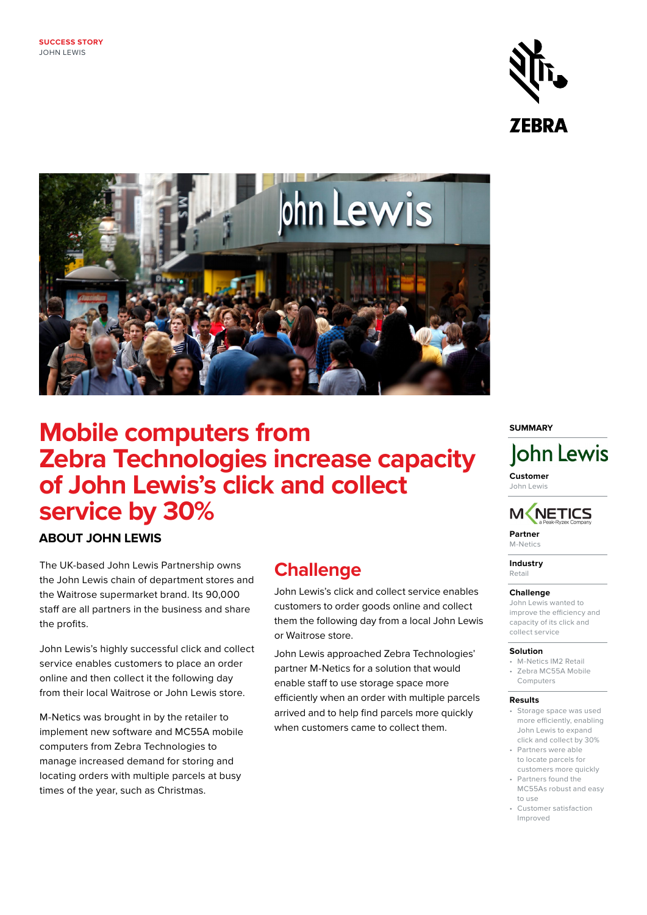SUCCESS STORY
JOHN LEWIS

# Mobile computers from Zebra Technologies increase capacity of John Lewis's click and collect service by 30%

## ABOUT JOHN LEWIS

The UK-based John Lewis Partnership owns the John Lewis chain of department stores and the Waitrose supermarket brand. Its 90,000 staff are all partners in the business and share the profits.

John Lewis's highly successful click and collect service enables customers to place an order online and then collect it the following day from their local Waitrose or John Lewis store.

M-Netics was brought in by the retailer to implement new software and MC55A mobile computers from Zebra Technologies to manage increased demand for storing and locating orders with multiple parcels at busy times of the year, such as Christmas.

## Challenge

John Lewis's click and collect service enables customers to order goods online and collect them the following day from a local John Lewis or Waitrose store.

John Lewis approached Zebra Technologies' partner M-Netics for a solution that would enable staff to use storage space more efficiently when an order with multiple parcels arrived and to help find parcels more quickly when customers came to collect them.

## SUMMARY

**Customer**
John Lewis

**Partner**
M-Netics

**Industry**
Retail

**Challenge**
John Lewis wanted to improve the efficiency and capacity of its click and collect service

**Solution**
- M-Netics IM2 Retail
- Zebra MC55A Mobile Computers

**Results**
- Storage space was used more efficiently, enabling John Lewis to expand click and collect by 30%
- Partners were able to locate parcels for customers more quickly
- Partners found the MC55As robust and easy to use
- Customer satisfaction Improved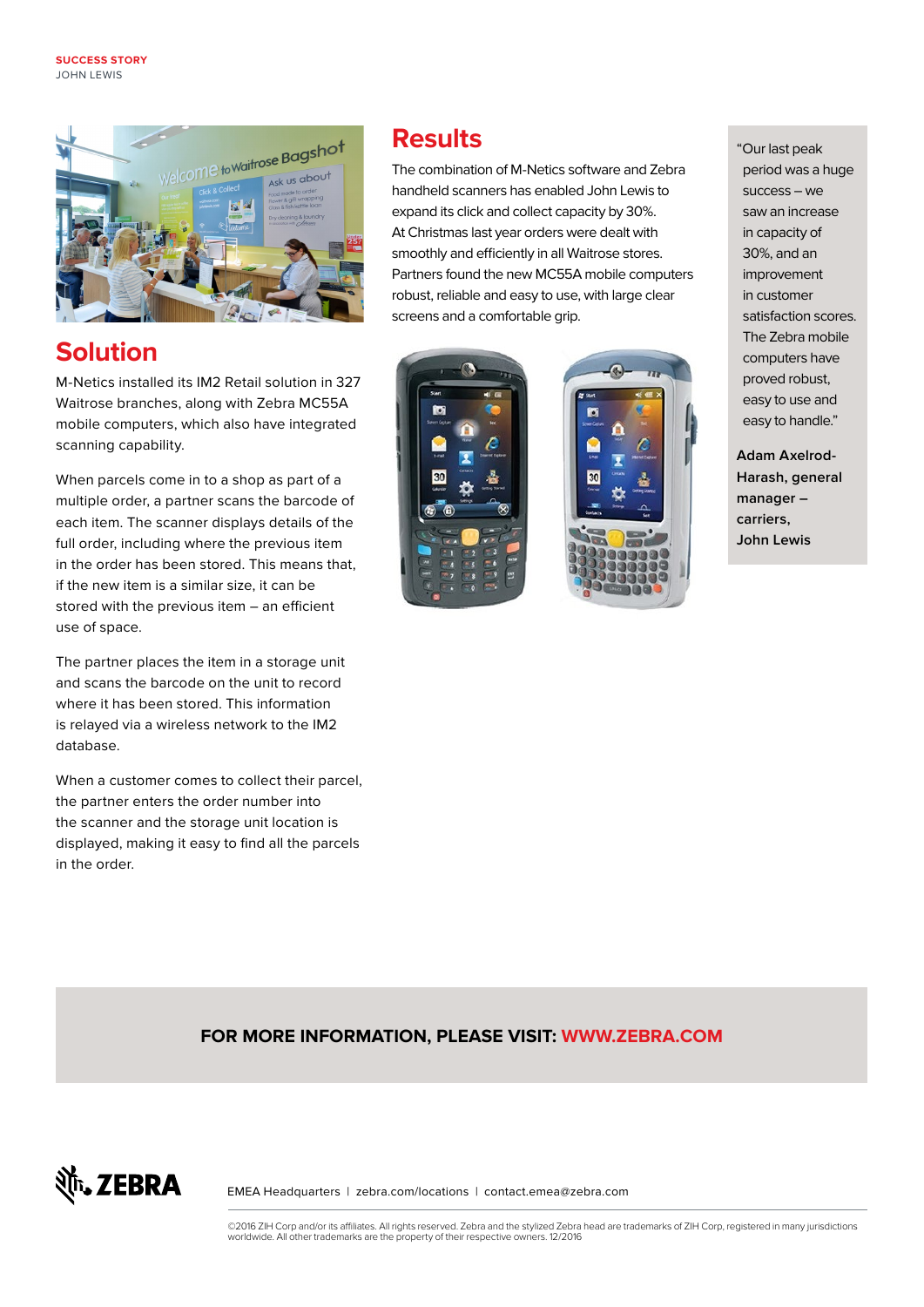## Solution

M-Netics installed its IM2 Retail solution in 327 Waitrose branches, along with Zebra MC55A mobile computers, which also have integrated scanning capability.

When parcels come in to a shop as part of a multiple order, a partner scans the barcode of each item. The scanner displays details of the full order, including where the previous item in the order has been stored. This means that, if the new item is a similar size, it can be stored with the previous item – an efficient use of space.

The partner places the item in a storage unit and scans the barcode on the unit to record where it has been stored. This information is relayed via a wireless network to the IM2 database.

When a customer comes to collect their parcel, the partner enters the order number into the scanner and the storage unit location is displayed, making it easy to find all the parcels in the order.

## Results

The combination of M-Netics software and Zebra handheld scanners has enabled John Lewis to expand its click and collect capacity by 30%. At Christmas last year orders were dealt with smoothly and efficiently in all Waitrose stores. Partners found the new MC55A mobile computers robust, reliable and easy to use, with large clear screens and a comfortable grip.

"Our last peak period was a huge success – we saw an increase in capacity of 30%, and an improvement in customer satisfaction scores. The Zebra mobile computers have proved robust, easy to use and easy to handle."

**Adam Axelrod-Harash, general manager – carriers, John Lewis**

**FOR MORE INFORMATION, PLEASE VISIT: WWW.ZEBRA.COM**

EMEA Headquarters | zebra.com/locations | contact.emea@zebra.com

©2016 ZIH Corp and/or its affiliates. All rights reserved. Zebra and the stylized Zebra head are trademarks of ZIH Corp, registered in many jurisdictions worldwide. All other trademarks are the property of their respective owners. 12/2016